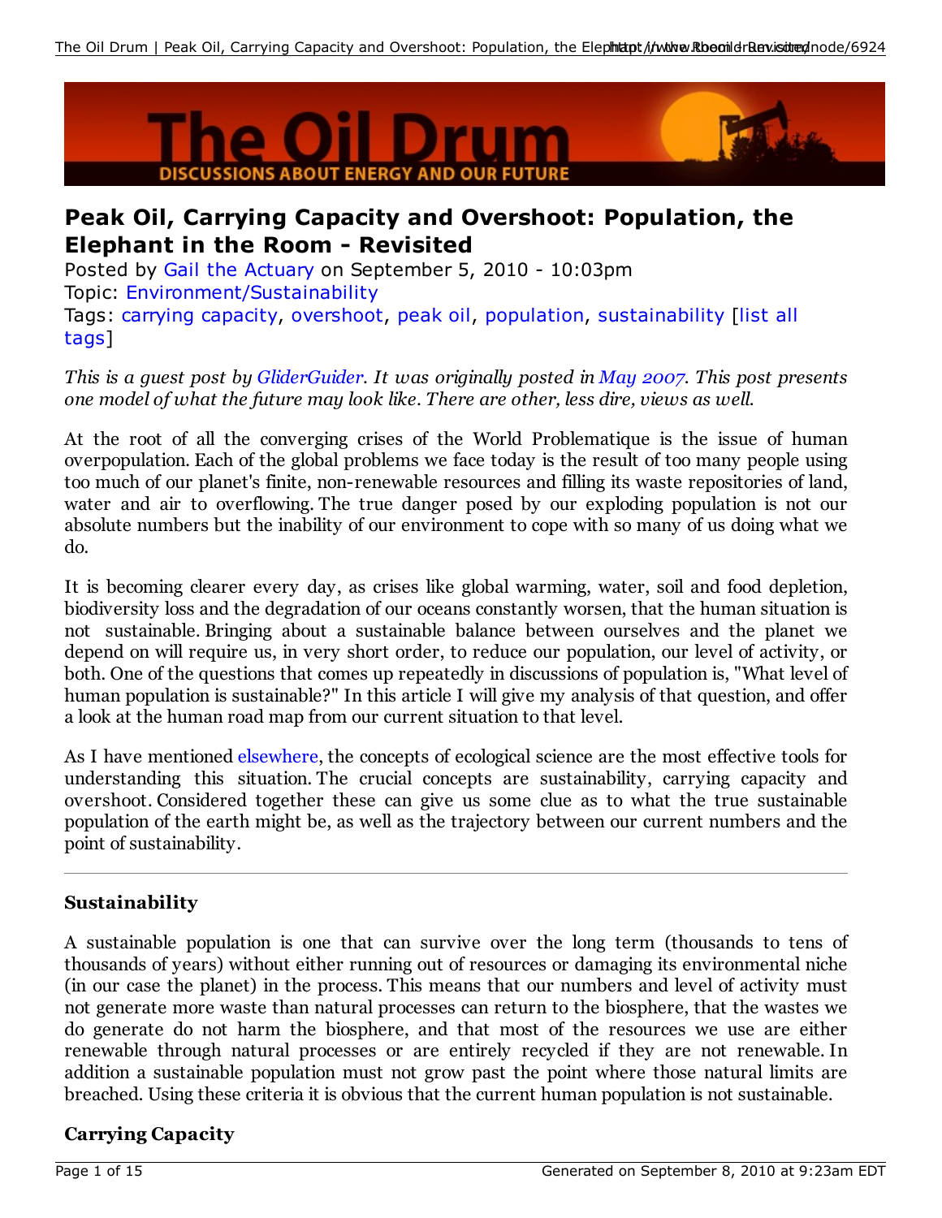# Peak Oil, Carrying Capacity and Overshoot: Population, the Elephant in the Room - Revisited

Posted by Gail the Actuary on September 5, 2010 - 10:03pm
Topic: Environment/Sustainability
Tags: carrying capacity, overshoot, peak oil, population, sustainability [list all tags]

*This is a guest post by GliderGuider. It was originally posted in May 2007. This post presents one model of what the future may look like. There are other, less dire, views as well.*

At the root of all the converging crises of the World Problematique is the issue of human overpopulation. Each of the global problems we face today is the result of too many people using too much of our planet's finite, non-renewable resources and filling its waste repositories of land, water and air to overflowing. The true danger posed by our exploding population is not our absolute numbers but the inability of our environment to cope with so many of us doing what we do.

It is becoming clearer every day, as crises like global warming, water, soil and food depletion, biodiversity loss and the degradation of our oceans constantly worsen, that the human situation is not sustainable. Bringing about a sustainable balance between ourselves and the planet we depend on will require us, in very short order, to reduce our population, our level of activity, or both. One of the questions that comes up repeatedly in discussions of population is, "What level of human population is sustainable?" In this article I will give my analysis of that question, and offer a look at the human road map from our current situation to that level.

As I have mentioned elsewhere, the concepts of ecological science are the most effective tools for understanding this situation. The crucial concepts are sustainability, carrying capacity and overshoot. Considered together these can give us some clue as to what the true sustainable population of the earth might be, as well as the trajectory between our current numbers and the point of sustainability.

---

### Sustainability

A sustainable population is one that can survive over the long term (thousands to tens of thousands of years) without either running out of resources or damaging its environmental niche (in our case the planet) in the process. This means that our numbers and level of activity must not generate more waste than natural processes can return to the biosphere, that the wastes we do generate do not harm the biosphere, and that most of the resources we use are either renewable through natural processes or are entirely recycled if they are not renewable. In addition a sustainable population must not grow past the point where those natural limits are breached. Using these criteria it is obvious that the current human population is not sustainable.

### Carrying Capacity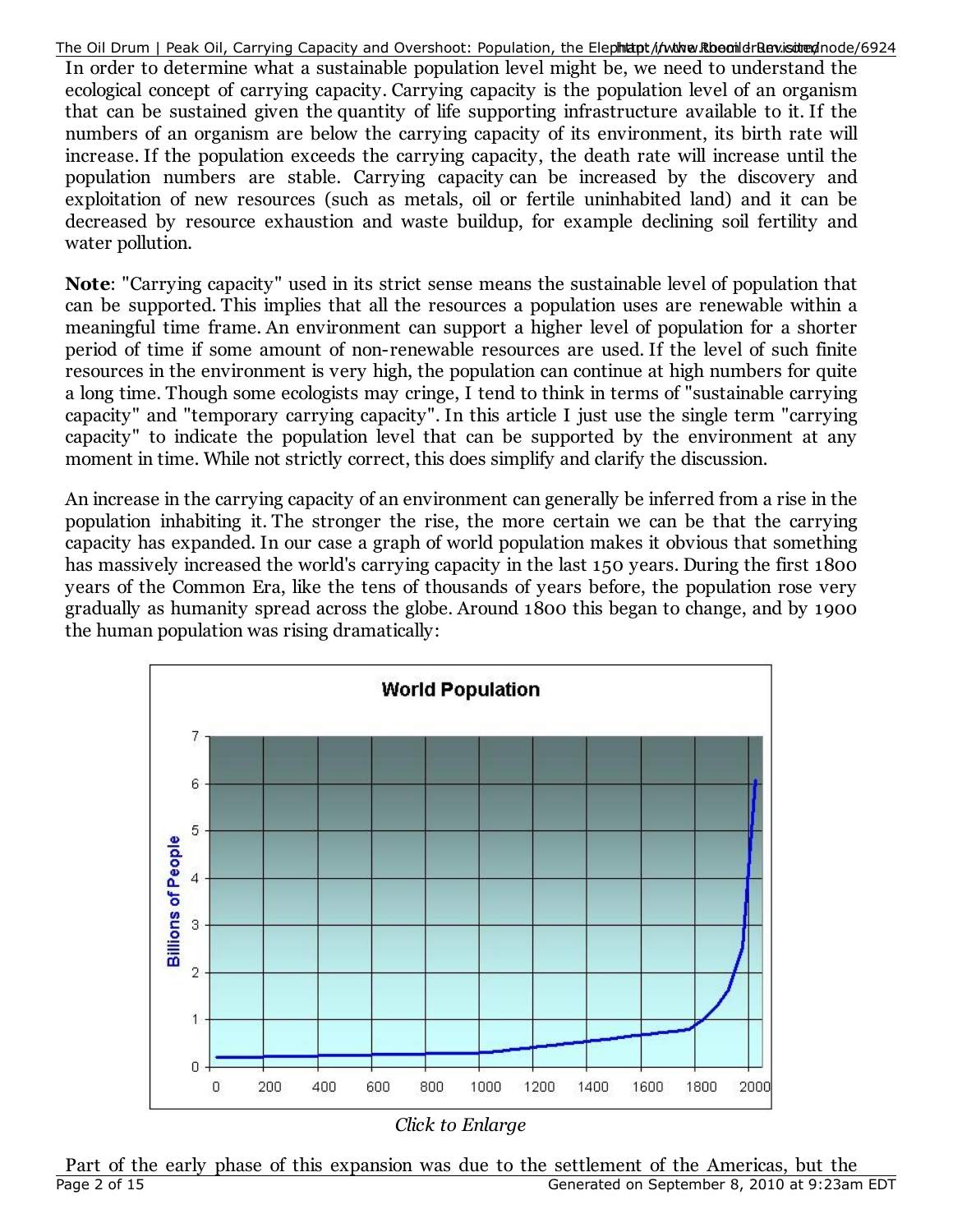In order to determine what a sustainable population level might be, we need to understand the ecological concept of carrying capacity. Carrying capacity is the population level of an organism that can be sustained given the quantity of life supporting infrastructure available to it. If the numbers of an organism are below the carrying capacity of its environment, its birth rate will increase. If the population exceeds the carrying capacity, the death rate will increase until the population numbers are stable. Carrying capacity can be increased by the discovery and exploitation of new resources (such as metals, oil or fertile uninhabited land) and it can be decreased by resource exhaustion and waste buildup, for example declining soil fertility and water pollution.

**Note**: "Carrying capacity" used in its strict sense means the sustainable level of population that can be supported. This implies that all the resources a population uses are renewable within a meaningful time frame. An environment can support a higher level of population for a shorter period of time if some amount of non-renewable resources are used. If the level of such finite resources in the environment is very high, the population can continue at high numbers for quite a long time. Though some ecologists may cringe, I tend to think in terms of "sustainable carrying capacity" and "temporary carrying capacity". In this article I just use the single term "carrying capacity" to indicate the population level that can be supported by the environment at any moment in time. While not strictly correct, this does simplify and clarify the discussion.

An increase in the carrying capacity of an environment can generally be inferred from a rise in the population inhabiting it. The stronger the rise, the more certain we can be that the carrying capacity has expanded. In our case a graph of world population makes it obvious that something has massively increased the world's carrying capacity in the last 150 years. During the first 1800 years of the Common Era, like the tens of thousands of years before, the population rose very gradually as humanity spread across the globe. Around 1800 this began to change, and by 1900 the human population was rising dramatically:

*Click to Enlarge*

Part of the early phase of this expansion was due to the settlement of the Americas, but the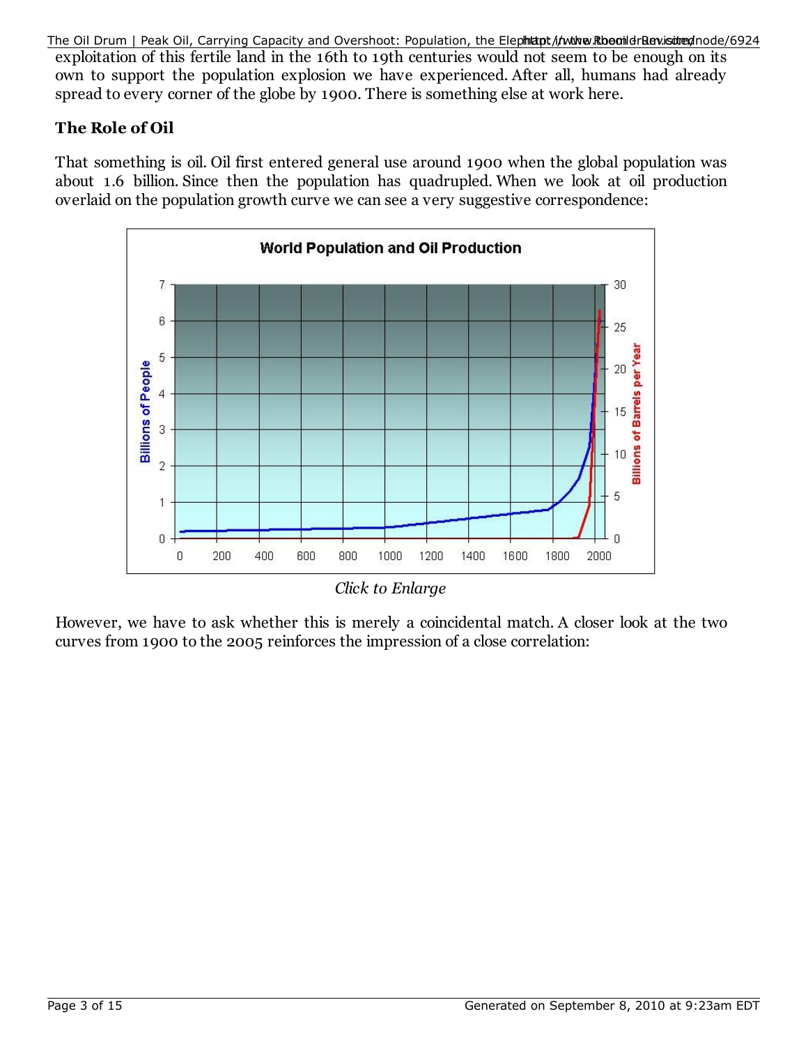exploitation of this fertile land in the 16th to 19th centuries would not seem to be enough on its own to support the population explosion we have experienced. After all, humans had already spread to every corner of the globe by 1900. There is something else at work here.

### The Role of Oil

That something is oil. Oil first entered general use around 1900 when the global population was about 1.6 billion. Since then the population has quadrupled. When we look at oil production overlaid on the population growth curve we can see a very suggestive correspondence:

*Click to Enlarge*

However, we have to ask whether this is merely a coincidental match. A closer look at the two curves from 1900 to the 2005 reinforces the impression of a close correlation: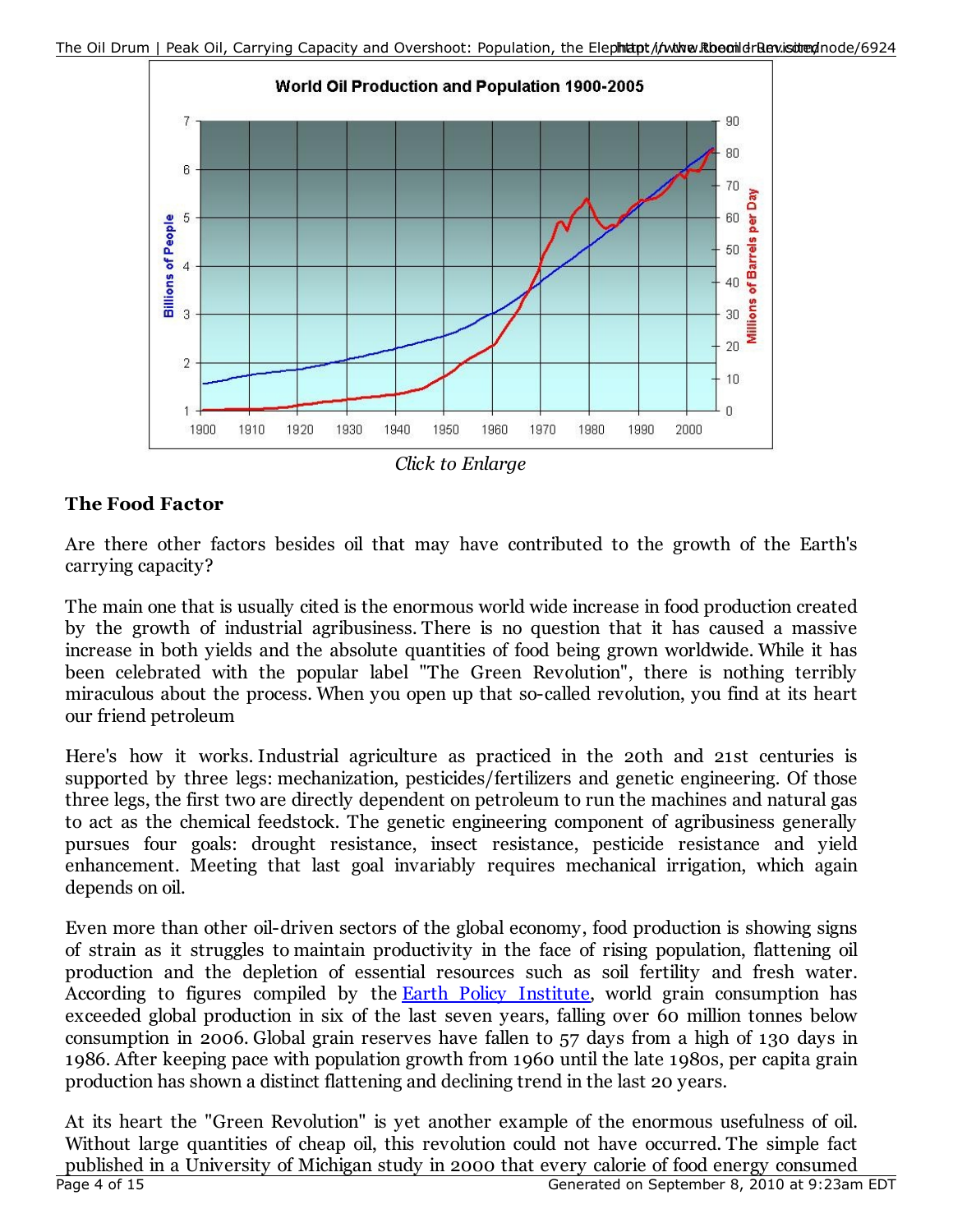Click to Enlarge

## The Food Factor

Are there other factors besides oil that may have contributed to the growth of the Earth's carrying capacity?

The main one that is usually cited is the enormous world wide increase in food production created by the growth of industrial agribusiness. There is no question that it has caused a massive increase in both yields and the absolute quantities of food being grown worldwide. While it has been celebrated with the popular label "The Green Revolution", there is nothing terribly miraculous about the process. When you open up that so-called revolution, you find at its heart our friend petroleum

Here's how it works. Industrial agriculture as practiced in the 20th and 21st centuries is supported by three legs: mechanization, pesticides/fertilizers and genetic engineering. Of those three legs, the first two are directly dependent on petroleum to run the machines and natural gas to act as the chemical feedstock. The genetic engineering component of agribusiness generally pursues four goals: drought resistance, insect resistance, pesticide resistance and yield enhancement. Meeting that last goal invariably requires mechanical irrigation, which again depends on oil.

Even more than other oil-driven sectors of the global economy, food production is showing signs of strain as it struggles to maintain productivity in the face of rising population, flattening oil production and the depletion of essential resources such as soil fertility and fresh water. According to figures compiled by the Earth Policy Institute, world grain consumption has exceeded global production in six of the last seven years, falling over 60 million tonnes below consumption in 2006. Global grain reserves have fallen to 57 days from a high of 130 days in 1986. After keeping pace with population growth from 1960 until the late 1980s, per capita grain production has shown a distinct flattening and declining trend in the last 20 years.

At its heart the "Green Revolution" is yet another example of the enormous usefulness of oil. Without large quantities of cheap oil, this revolution could not have occurred. The simple fact published in a University of Michigan study in 2000 that every calorie of food energy consumed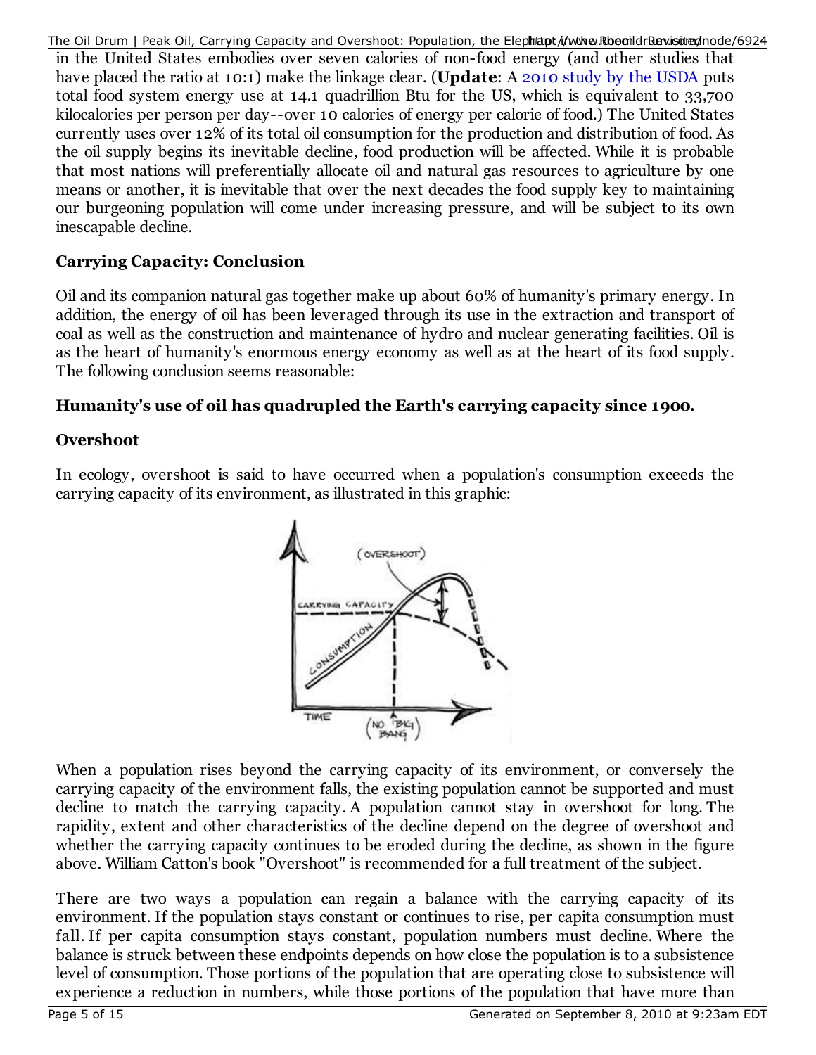in the United States embodies over seven calories of non-food energy (and other studies that have placed the ratio at 10:1) make the linkage clear. (**Update**: A [2010 study by the USDA](#) puts total food system energy use at 14.1 quadrillion Btu for the US, which is equivalent to 33,700 kilocalories per person per day--over 10 calories of energy per calorie of food.) The United States currently uses over 12% of its total oil consumption for the production and distribution of food. As the oil supply begins its inevitable decline, food production will be affected. While it is probable that most nations will preferentially allocate oil and natural gas resources to agriculture by one means or another, it is inevitable that over the next decades the food supply key to maintaining our burgeoning population will come under increasing pressure, and will be subject to its own inescapable decline.

### Carrying Capacity: Conclusion

Oil and its companion natural gas together make up about 60% of humanity's primary energy. In addition, the energy of oil has been leveraged through its use in the extraction and transport of coal as well as the construction and maintenance of hydro and nuclear generating facilities. Oil is as the heart of humanity's enormous energy economy as well as at the heart of its food supply. The following conclusion seems reasonable:

**Humanity's use of oil has quadrupled the Earth's carrying capacity since 1900.**

### Overshoot

In ecology, overshoot is said to have occurred when a population's consumption exceeds the carrying capacity of its environment, as illustrated in this graphic:

When a population rises beyond the carrying capacity of its environment, or conversely the carrying capacity of the environment falls, the existing population cannot be supported and must decline to match the carrying capacity. A population cannot stay in overshoot for long. The rapidity, extent and other characteristics of the decline depend on the degree of overshoot and whether the carrying capacity continues to be eroded during the decline, as shown in the figure above. William Catton's book "Overshoot" is recommended for a full treatment of the subject.

There are two ways a population can regain a balance with the carrying capacity of its environment. If the population stays constant or continues to rise, per capita consumption must fall. If per capita consumption stays constant, population numbers must decline. Where the balance is struck between these endpoints depends on how close the population is to a subsistence level of consumption. Those portions of the population that are operating close to subsistence will experience a reduction in numbers, while those portions of the population that have more than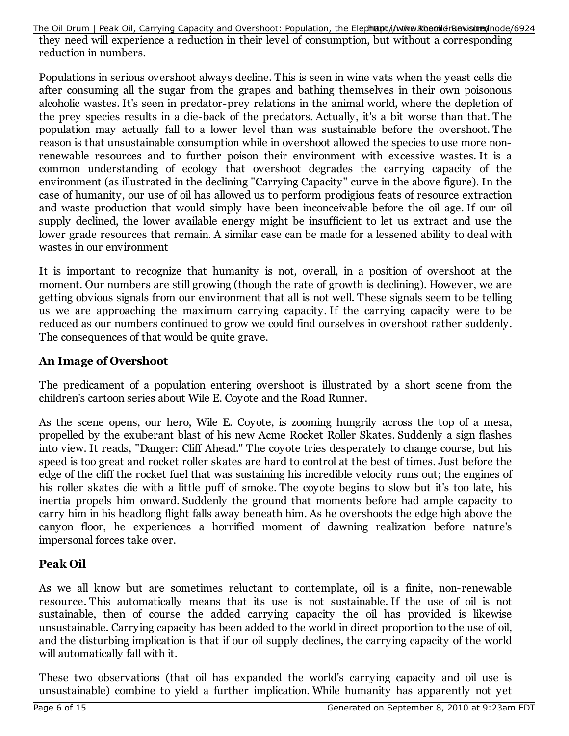they need will experience a reduction in their level of consumption, but without a corresponding reduction in numbers.

Populations in serious overshoot always decline. This is seen in wine vats when the yeast cells die after consuming all the sugar from the grapes and bathing themselves in their own poisonous alcoholic wastes. It's seen in predator-prey relations in the animal world, where the depletion of the prey species results in a die-back of the predators. Actually, it's a bit worse than that. The population may actually fall to a lower level than was sustainable before the overshoot. The reason is that unsustainable consumption while in overshoot allowed the species to use more non-renewable resources and to further poison their environment with excessive wastes. It is a common understanding of ecology that overshoot degrades the carrying capacity of the environment (as illustrated in the declining "Carrying Capacity" curve in the above figure). In the case of humanity, our use of oil has allowed us to perform prodigious feats of resource extraction and waste production that would simply have been inconceivable before the oil age. If our oil supply declined, the lower available energy might be insufficient to let us extract and use the lower grade resources that remain. A similar case can be made for a lessened ability to deal with wastes in our environment

It is important to recognize that humanity is not, overall, in a position of overshoot at the moment. Our numbers are still growing (though the rate of growth is declining). However, we are getting obvious signals from our environment that all is not well. These signals seem to be telling us we are approaching the maximum carrying capacity. If the carrying capacity were to be reduced as our numbers continued to grow we could find ourselves in overshoot rather suddenly. The consequences of that would be quite grave.

### An Image of Overshoot

The predicament of a population entering overshoot is illustrated by a short scene from the children's cartoon series about Wile E. Coyote and the Road Runner.

As the scene opens, our hero, Wile E. Coyote, is zooming hungrily across the top of a mesa, propelled by the exuberant blast of his new Acme Rocket Roller Skates. Suddenly a sign flashes into view. It reads, "Danger: Cliff Ahead." The coyote tries desperately to change course, but his speed is too great and rocket roller skates are hard to control at the best of times. Just before the edge of the cliff the rocket fuel that was sustaining his incredible velocity runs out; the engines of his roller skates die with a little puff of smoke. The coyote begins to slow but it's too late, his inertia propels him onward. Suddenly the ground that moments before had ample capacity to carry him in his headlong flight falls away beneath him. As he overshoots the edge high above the canyon floor, he experiences a horrified moment of dawning realization before nature's impersonal forces take over.

### Peak Oil

As we all know but are sometimes reluctant to contemplate, oil is a finite, non-renewable resource. This automatically means that its use is not sustainable. If the use of oil is not sustainable, then of course the added carrying capacity the oil has provided is likewise unsustainable. Carrying capacity has been added to the world in direct proportion to the use of oil, and the disturbing implication is that if our oil supply declines, the carrying capacity of the world will automatically fall with it.

These two observations (that oil has expanded the world's carrying capacity and oil use is unsustainable) combine to yield a further implication. While humanity has apparently not yet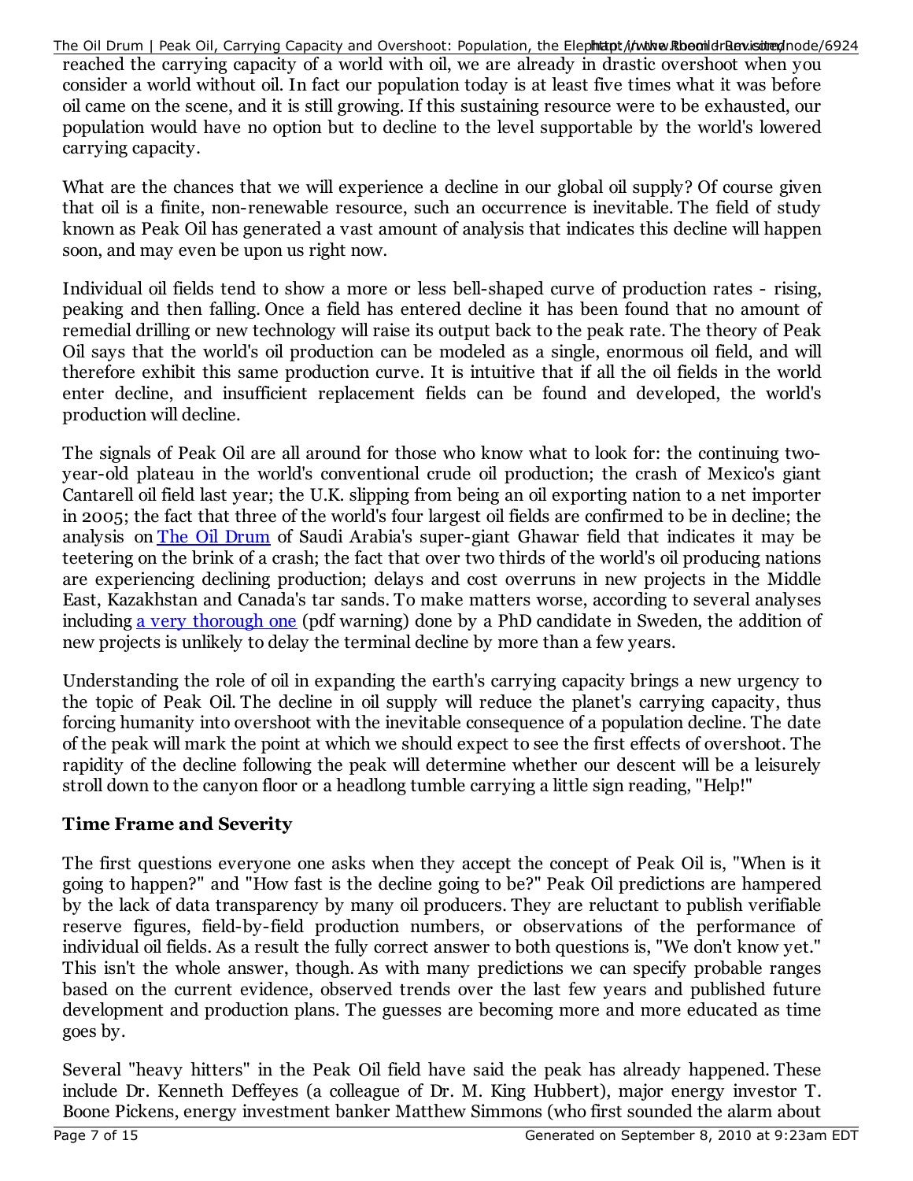reached the carrying capacity of a world with oil, we are already in drastic overshoot when you consider a world without oil. In fact our population today is at least five times what it was before oil came on the scene, and it is still growing. If this sustaining resource were to be exhausted, our population would have no option but to decline to the level supportable by the world's lowered carrying capacity.

What are the chances that we will experience a decline in our global oil supply? Of course given that oil is a finite, non-renewable resource, such an occurrence is inevitable. The field of study known as Peak Oil has generated a vast amount of analysis that indicates this decline will happen soon, and may even be upon us right now.

Individual oil fields tend to show a more or less bell-shaped curve of production rates - rising, peaking and then falling. Once a field has entered decline it has been found that no amount of remedial drilling or new technology will raise its output back to the peak rate. The theory of Peak Oil says that the world's oil production can be modeled as a single, enormous oil field, and will therefore exhibit this same production curve. It is intuitive that if all the oil fields in the world enter decline, and insufficient replacement fields can be found and developed, the world's production will decline.

The signals of Peak Oil are all around for those who know what to look for: the continuing two-year-old plateau in the world's conventional crude oil production; the crash of Mexico's giant Cantarell oil field last year; the U.K. slipping from being an oil exporting nation to a net importer in 2005; the fact that three of the world's four largest oil fields are confirmed to be in decline; the analysis on The Oil Drum of Saudi Arabia's super-giant Ghawar field that indicates it may be teetering on the brink of a crash; the fact that over two thirds of the world's oil producing nations are experiencing declining production; delays and cost overruns in new projects in the Middle East, Kazakhstan and Canada's tar sands. To make matters worse, according to several analyses including a very thorough one (pdf warning) done by a PhD candidate in Sweden, the addition of new projects is unlikely to delay the terminal decline by more than a few years.

Understanding the role of oil in expanding the earth's carrying capacity brings a new urgency to the topic of Peak Oil. The decline in oil supply will reduce the planet's carrying capacity, thus forcing humanity into overshoot with the inevitable consequence of a population decline. The date of the peak will mark the point at which we should expect to see the first effects of overshoot. The rapidity of the decline following the peak will determine whether our descent will be a leisurely stroll down to the canyon floor or a headlong tumble carrying a little sign reading, "Help!"

### Time Frame and Severity

The first questions everyone one asks when they accept the concept of Peak Oil is, "When is it going to happen?" and "How fast is the decline going to be?" Peak Oil predictions are hampered by the lack of data transparency by many oil producers. They are reluctant to publish verifiable reserve figures, field-by-field production numbers, or observations of the performance of individual oil fields. As a result the fully correct answer to both questions is, "We don't know yet." This isn't the whole answer, though. As with many predictions we can specify probable ranges based on the current evidence, observed trends over the last few years and published future development and production plans. The guesses are becoming more and more educated as time goes by.

Several "heavy hitters" in the Peak Oil field have said the peak has already happened. These include Dr. Kenneth Deffeyes (a colleague of Dr. M. King Hubbert), major energy investor T. Boone Pickens, energy investment banker Matthew Simmons (who first sounded the alarm about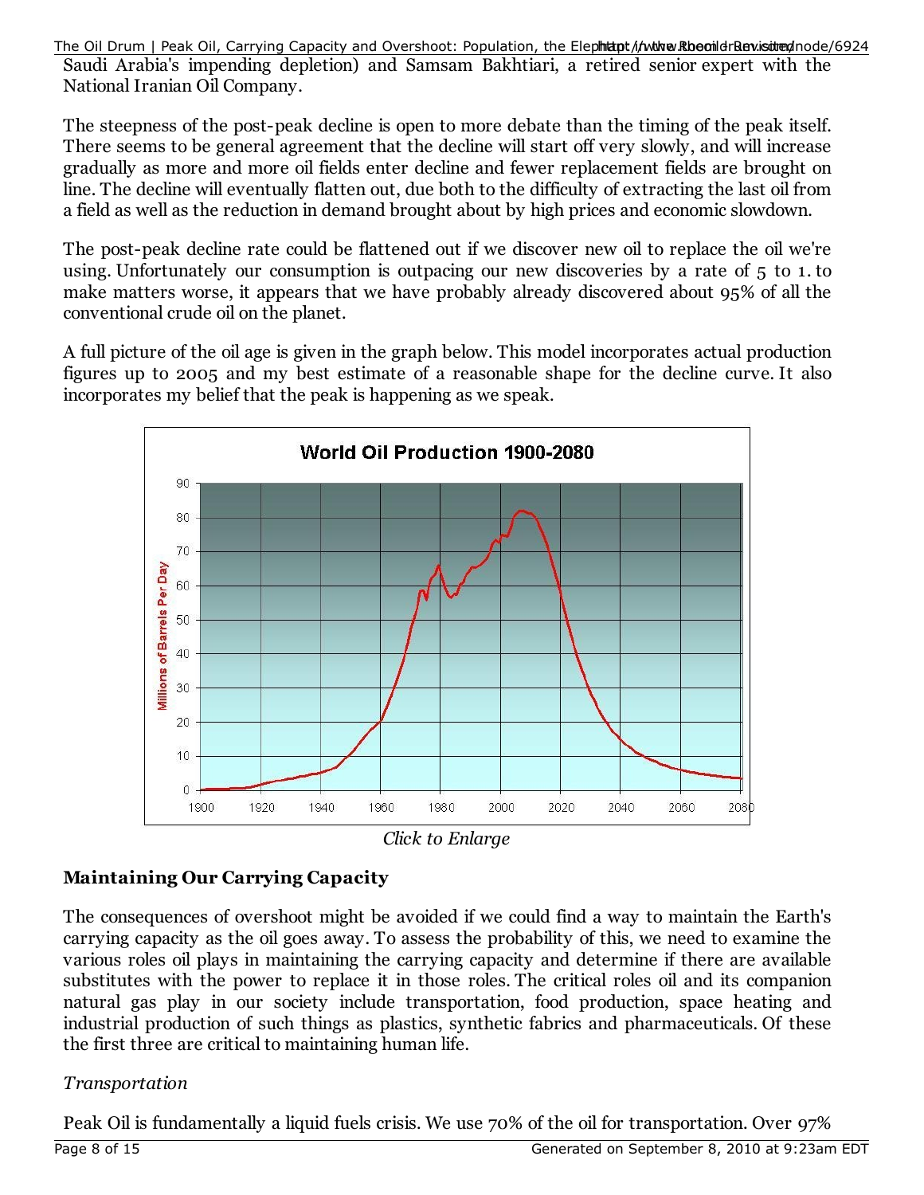Saudi Arabia's impending depletion) and Samsam Bakhtiari, a retired senior expert with the National Iranian Oil Company.

The steepness of the post-peak decline is open to more debate than the timing of the peak itself. There seems to be general agreement that the decline will start off very slowly, and will increase gradually as more and more oil fields enter decline and fewer replacement fields are brought on line. The decline will eventually flatten out, due both to the difficulty of extracting the last oil from a field as well as the reduction in demand brought about by high prices and economic slowdown.

The post-peak decline rate could be flattened out if we discover new oil to replace the oil we're using. Unfortunately our consumption is outpacing our new discoveries by a rate of 5 to 1. to make matters worse, it appears that we have probably already discovered about 95% of all the conventional crude oil on the planet.

A full picture of the oil age is given in the graph below. This model incorporates actual production figures up to 2005 and my best estimate of a reasonable shape for the decline curve. It also incorporates my belief that the peak is happening as we speak.

*Click to Enlarge*

## Maintaining Our Carrying Capacity

The consequences of overshoot might be avoided if we could find a way to maintain the Earth's carrying capacity as the oil goes away. To assess the probability of this, we need to examine the various roles oil plays in maintaining the carrying capacity and determine if there are available substitutes with the power to replace it in those roles. The critical roles oil and its companion natural gas play in our society include transportation, food production, space heating and industrial production of such things as plastics, synthetic fabrics and pharmaceuticals. Of these the first three are critical to maintaining human life.

### *Transportation*

Peak Oil is fundamentally a liquid fuels crisis. We use 70% of the oil for transportation. Over 97%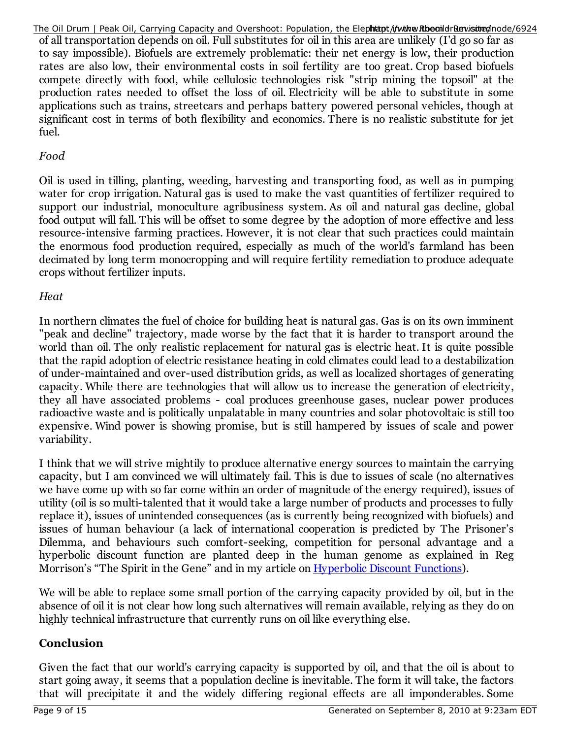of all transportation depends on oil. Full substitutes for oil in this area are unlikely (I'd go so far as to say impossible). Biofuels are extremely problematic: their net energy is low, their production rates are also low, their environmental costs in soil fertility are too great. Crop based biofuels compete directly with food, while cellulosic technologies risk "strip mining the topsoil" at the production rates needed to offset the loss of oil. Electricity will be able to substitute in some applications such as trains, streetcars and perhaps battery powered personal vehicles, though at significant cost in terms of both flexibility and economics. There is no realistic substitute for jet fuel.

*Food*

Oil is used in tilling, planting, weeding, harvesting and transporting food, as well as in pumping water for crop irrigation. Natural gas is used to make the vast quantities of fertilizer required to support our industrial, monoculture agribusiness system. As oil and natural gas decline, global food output will fall. This will be offset to some degree by the adoption of more effective and less resource-intensive farming practices. However, it is not clear that such practices could maintain the enormous food production required, especially as much of the world's farmland has been decimated by long term monocropping and will require fertility remediation to produce adequate crops without fertilizer inputs.

*Heat*

In northern climates the fuel of choice for building heat is natural gas. Gas is on its own imminent "peak and decline" trajectory, made worse by the fact that it is harder to transport around the world than oil. The only realistic replacement for natural gas is electric heat. It is quite possible that the rapid adoption of electric resistance heating in cold climates could lead to a destabilization of under-maintained and over-used distribution grids, as well as localized shortages of generating capacity. While there are technologies that will allow us to increase the generation of electricity, they all have associated problems - coal produces greenhouse gases, nuclear power produces radioactive waste and is politically unpalatable in many countries and solar photovoltaic is still too expensive. Wind power is showing promise, but is still hampered by issues of scale and power variability.

I think that we will strive mightily to produce alternative energy sources to maintain the carrying capacity, but I am convinced we will ultimately fail. This is due to issues of scale (no alternatives we have come up with so far come within an order of magnitude of the energy required), issues of utility (oil is so multi-talented that it would take a large number of products and processes to fully replace it), issues of unintended consequences (as is currently being recognized with biofuels) and issues of human behaviour (a lack of international cooperation is predicted by The Prisoner's Dilemma, and behaviours such comfort-seeking, competition for personal advantage and a hyperbolic discount function are planted deep in the human genome as explained in Reg Morrison's "The Spirit in the Gene" and in my article on [Hyperbolic Discount Functions](#)).

We will be able to replace some small portion of the carrying capacity provided by oil, but in the absence of oil it is not clear how long such alternatives will remain available, relying as they do on highly technical infrastructure that currently runs on oil like everything else.

## Conclusion

Given the fact that our world's carrying capacity is supported by oil, and that the oil is about to start going away, it seems that a population decline is inevitable. The form it will take, the factors that will precipitate it and the widely differing regional effects are all imponderables. Some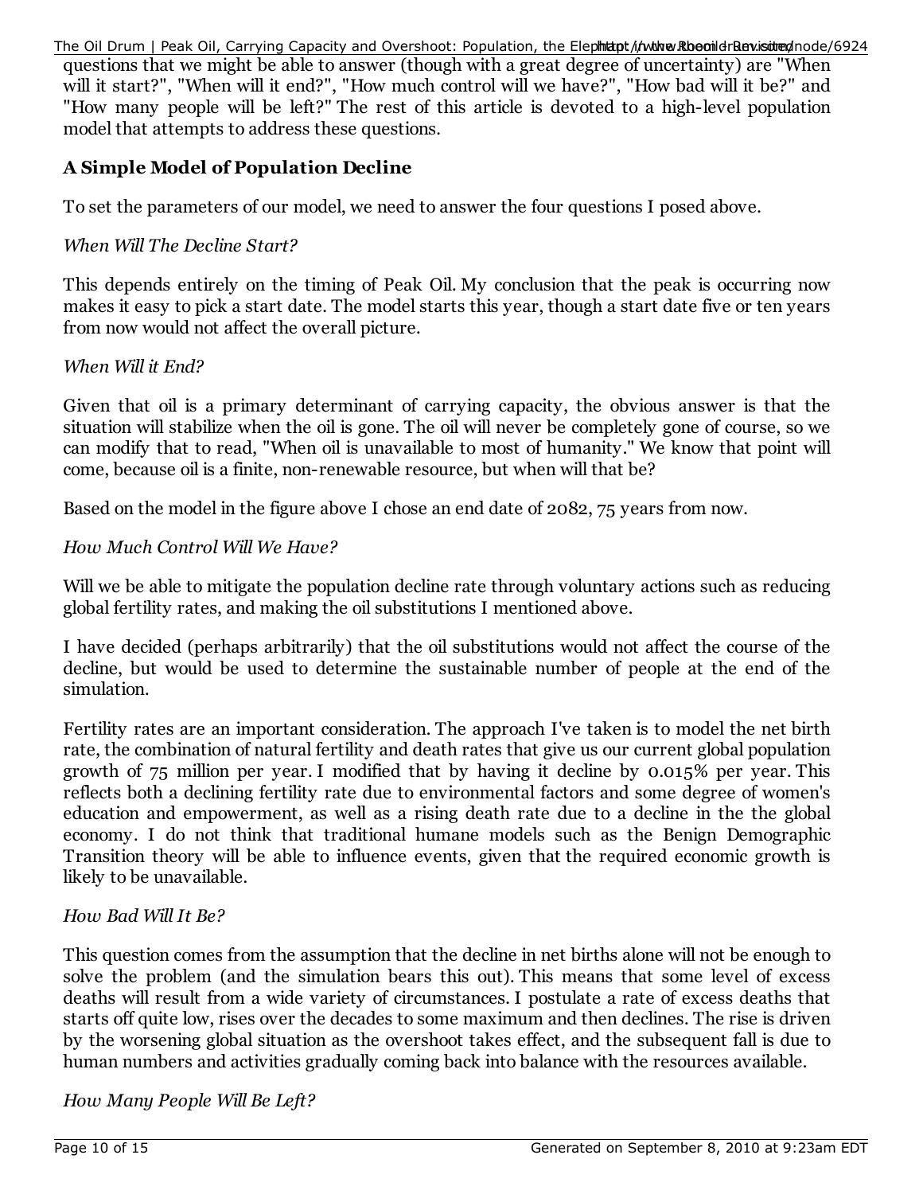questions that we might be able to answer (though with a great degree of uncertainty) are "When will it start?", "When will it end?", "How much control will we have?", "How bad will it be?" and "How many people will be left?" The rest of this article is devoted to a high-level population model that attempts to address these questions.

### A Simple Model of Population Decline

To set the parameters of our model, we need to answer the four questions I posed above.

*When Will The Decline Start?*

This depends entirely on the timing of Peak Oil. My conclusion that the peak is occurring now makes it easy to pick a start date. The model starts this year, though a start date five or ten years from now would not affect the overall picture.

*When Will it End?*

Given that oil is a primary determinant of carrying capacity, the obvious answer is that the situation will stabilize when the oil is gone. The oil will never be completely gone of course, so we can modify that to read, "When oil is unavailable to most of humanity." We know that point will come, because oil is a finite, non-renewable resource, but when will that be?

Based on the model in the figure above I chose an end date of 2082, 75 years from now.

*How Much Control Will We Have?*

Will we be able to mitigate the population decline rate through voluntary actions such as reducing global fertility rates, and making the oil substitutions I mentioned above.

I have decided (perhaps arbitrarily) that the oil substitutions would not affect the course of the decline, but would be used to determine the sustainable number of people at the end of the simulation.

Fertility rates are an important consideration. The approach I've taken is to model the net birth rate, the combination of natural fertility and death rates that give us our current global population growth of 75 million per year. I modified that by having it decline by 0.015% per year. This reflects both a declining fertility rate due to environmental factors and some degree of women's education and empowerment, as well as a rising death rate due to a decline in the the global economy. I do not think that traditional humane models such as the Benign Demographic Transition theory will be able to influence events, given that the required economic growth is likely to be unavailable.

*How Bad Will It Be?*

This question comes from the assumption that the decline in net births alone will not be enough to solve the problem (and the simulation bears this out). This means that some level of excess deaths will result from a wide variety of circumstances. I postulate a rate of excess deaths that starts off quite low, rises over the decades to some maximum and then declines. The rise is driven by the worsening global situation as the overshoot takes effect, and the subsequent fall is due to human numbers and activities gradually coming back into balance with the resources available.

*How Many People Will Be Left?*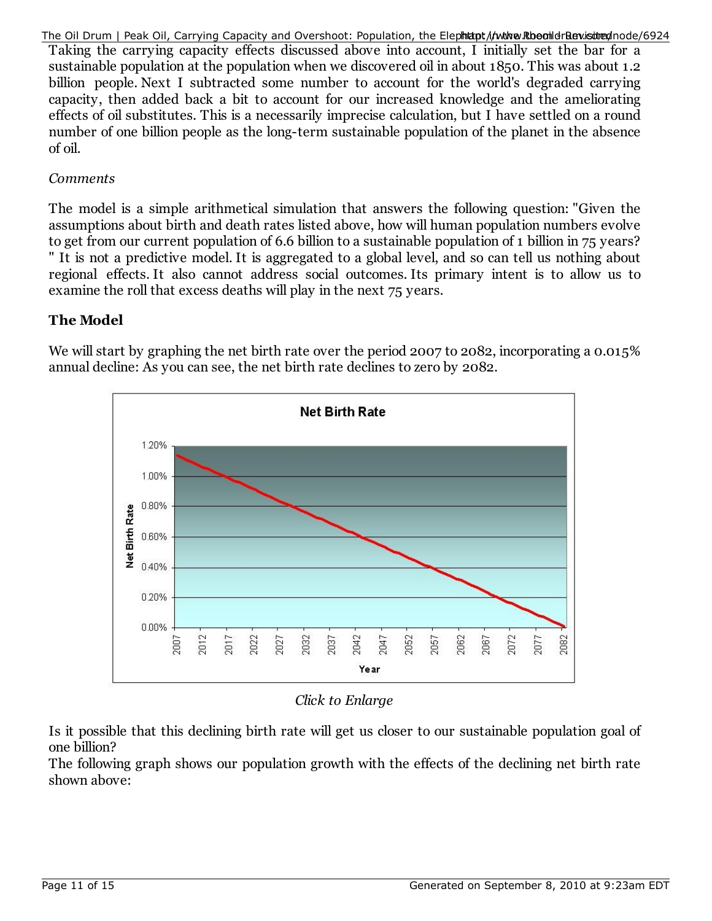Taking the carrying capacity effects discussed above into account, I initially set the bar for a sustainable population at the population when we discovered oil in about 1850. This was about 1.2 billion people. Next I subtracted some number to account for the world's degraded carrying capacity, then added back a bit to account for our increased knowledge and the ameliorating effects of oil substitutes. This is a necessarily imprecise calculation, but I have settled on a round number of one billion people as the long-term sustainable population of the planet in the absence of oil.

*Comments*

The model is a simple arithmetical simulation that answers the following question: "Given the assumptions about birth and death rates listed above, how will human population numbers evolve to get from our current population of 6.6 billion to a sustainable population of 1 billion in 75 years? " It is not a predictive model. It is aggregated to a global level, and so can tell us nothing about regional effects. It also cannot address social outcomes. Its primary intent is to allow us to examine the roll that excess deaths will play in the next 75 years.

**The Model**

We will start by graphing the net birth rate over the period 2007 to 2082, incorporating a 0.015% annual decline: As you can see, the net birth rate declines to zero by 2082.

*Click to Enlarge*

Is it possible that this declining birth rate will get us closer to our sustainable population goal of one billion?

The following graph shows our population growth with the effects of the declining net birth rate shown above: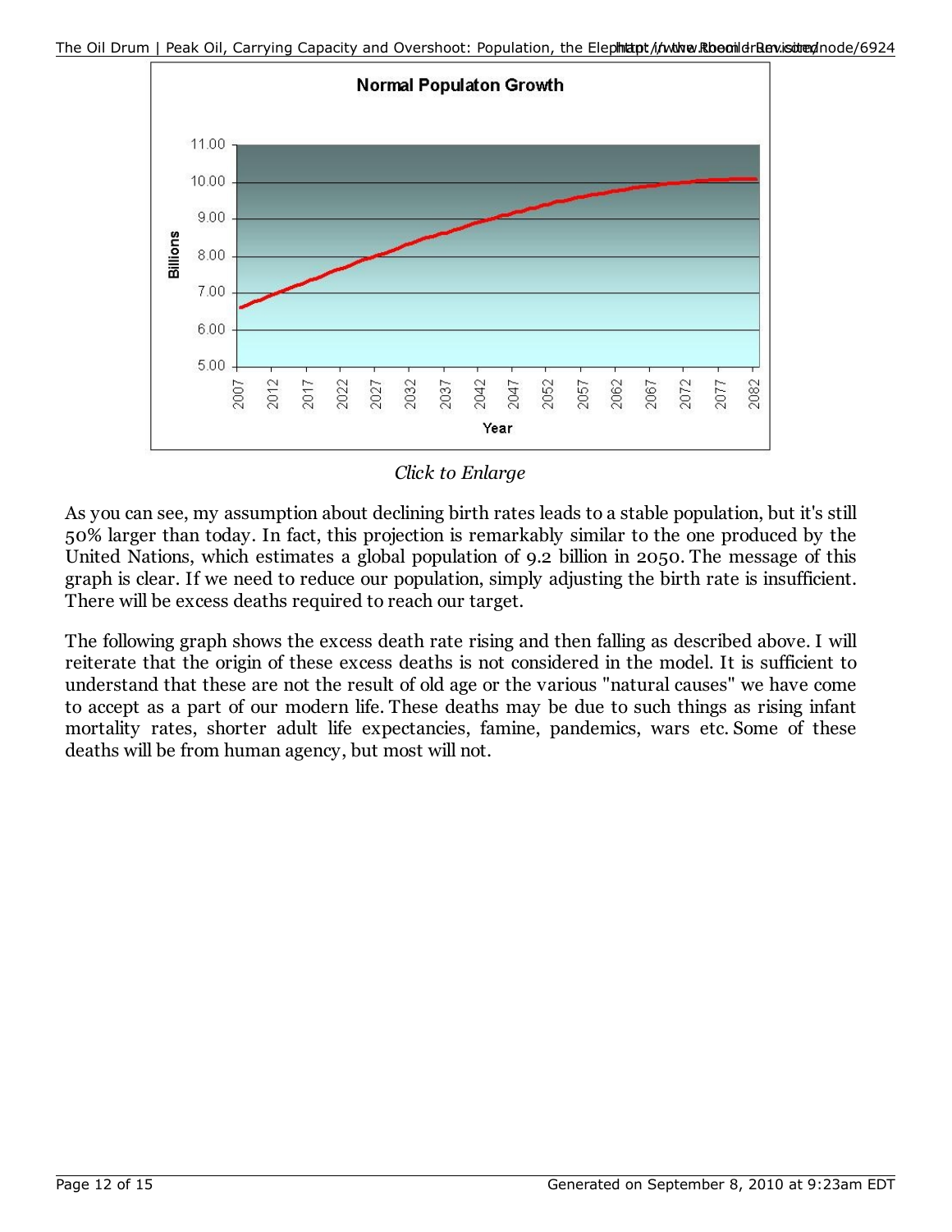*Click to Enlarge*

As you can see, my assumption about declining birth rates leads to a stable population, but it's still 50% larger than today. In fact, this projection is remarkably similar to the one produced by the United Nations, which estimates a global population of 9.2 billion in 2050. The message of this graph is clear. If we need to reduce our population, simply adjusting the birth rate is insufficient. There will be excess deaths required to reach our target.

The following graph shows the excess death rate rising and then falling as described above. I will reiterate that the origin of these excess deaths is not considered in the model. It is sufficient to understand that these are not the result of old age or the various "natural causes" we have come to accept as a part of our modern life. These deaths may be due to such things as rising infant mortality rates, shorter adult life expectancies, famine, pandemics, wars etc. Some of these deaths will be from human agency, but most will not.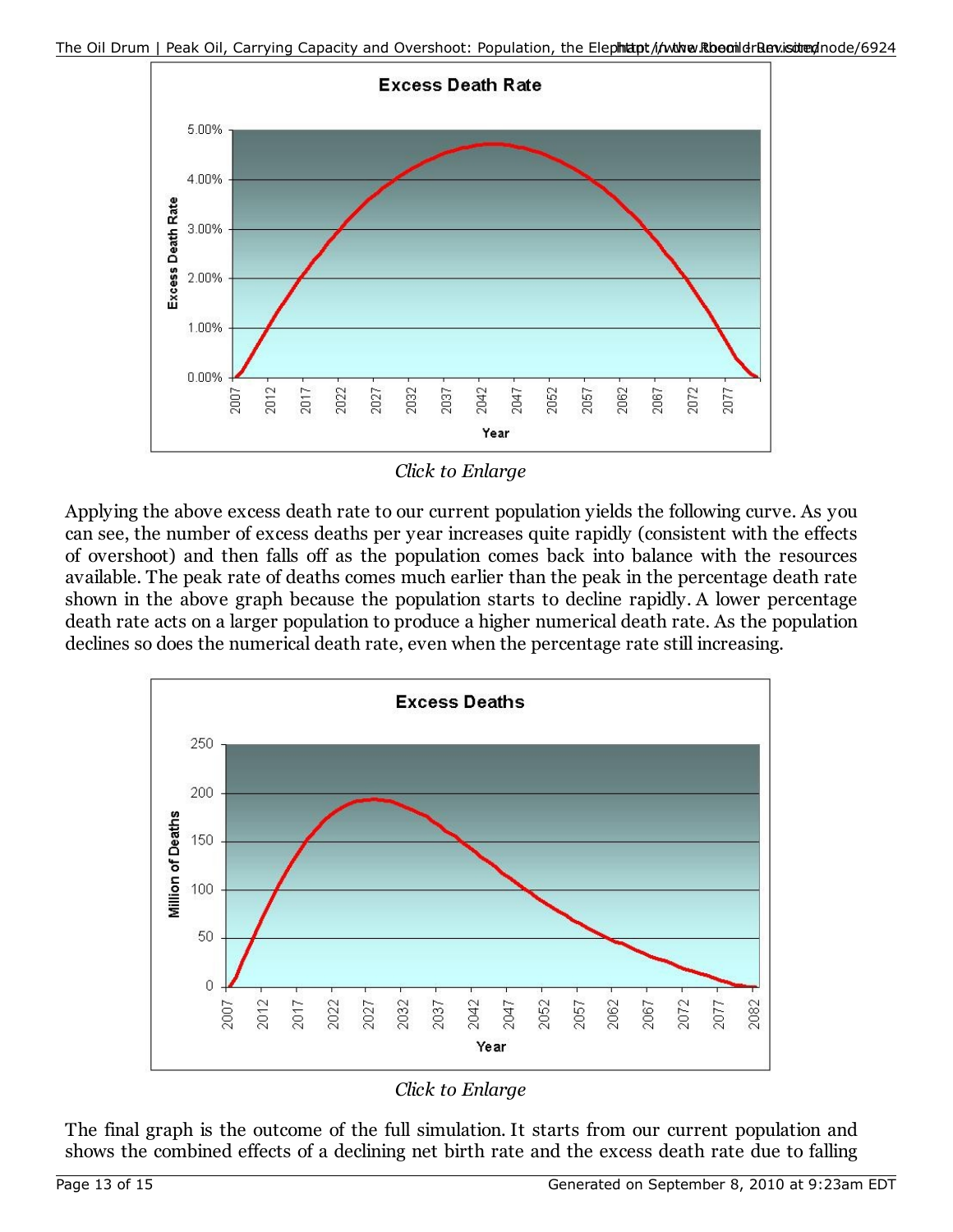Click to Enlarge

Applying the above excess death rate to our current population yields the following curve. As you can see, the number of excess deaths per year increases quite rapidly (consistent with the effects of overshoot) and then falls off as the population comes back into balance with the resources available. The peak rate of deaths comes much earlier than the peak in the percentage death rate shown in the above graph because the population starts to decline rapidly. A lower percentage death rate acts on a larger population to produce a higher numerical death rate. As the population declines so does the numerical death rate, even when the percentage rate still increasing.

Click to Enlarge

The final graph is the outcome of the full simulation. It starts from our current population and shows the combined effects of a declining net birth rate and the excess death rate due to falling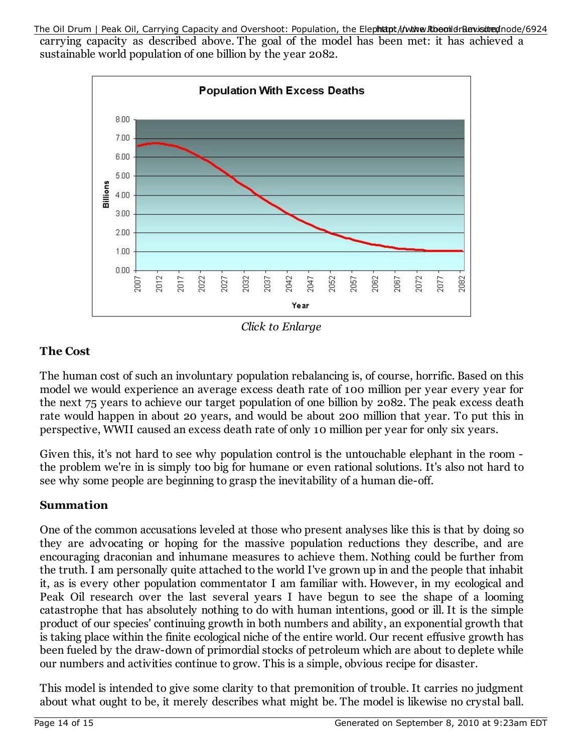carrying capacity as described above. The goal of the model has been met: it has achieved a sustainable world population of one billion by the year 2082.

*Click to Enlarge*

**The Cost**

The human cost of such an involuntary population rebalancing is, of course, horrific. Based on this model we would experience an average excess death rate of 100 million per year every year for the next 75 years to achieve our target population of one billion by 2082. The peak excess death rate would happen in about 20 years, and would be about 200 million that year. To put this in perspective, WWII caused an excess death rate of only 10 million per year for only six years.

Given this, it's not hard to see why population control is the untouchable elephant in the room - the problem we're in is simply too big for humane or even rational solutions. It's also not hard to see why some people are beginning to grasp the inevitability of a human die-off.

**Summation**

One of the common accusations leveled at those who present analyses like this is that by doing so they are advocating or hoping for the massive population reductions they describe, and are encouraging draconian and inhumane measures to achieve them. Nothing could be further from the truth. I am personally quite attached to the world I've grown up in and the people that inhabit it, as is every other population commentator I am familiar with. However, in my ecological and Peak Oil research over the last several years I have begun to see the shape of a looming catastrophe that has absolutely nothing to do with human intentions, good or ill. It is the simple product of our species' continuing growth in both numbers and ability, an exponential growth that is taking place within the finite ecological niche of the entire world. Our recent effusive growth has been fueled by the draw-down of primordial stocks of petroleum which are about to deplete while our numbers and activities continue to grow. This is a simple, obvious recipe for disaster.

This model is intended to give some clarity to that premonition of trouble. It carries no judgment about what ought to be, it merely describes what might be. The model is likewise no crystal ball.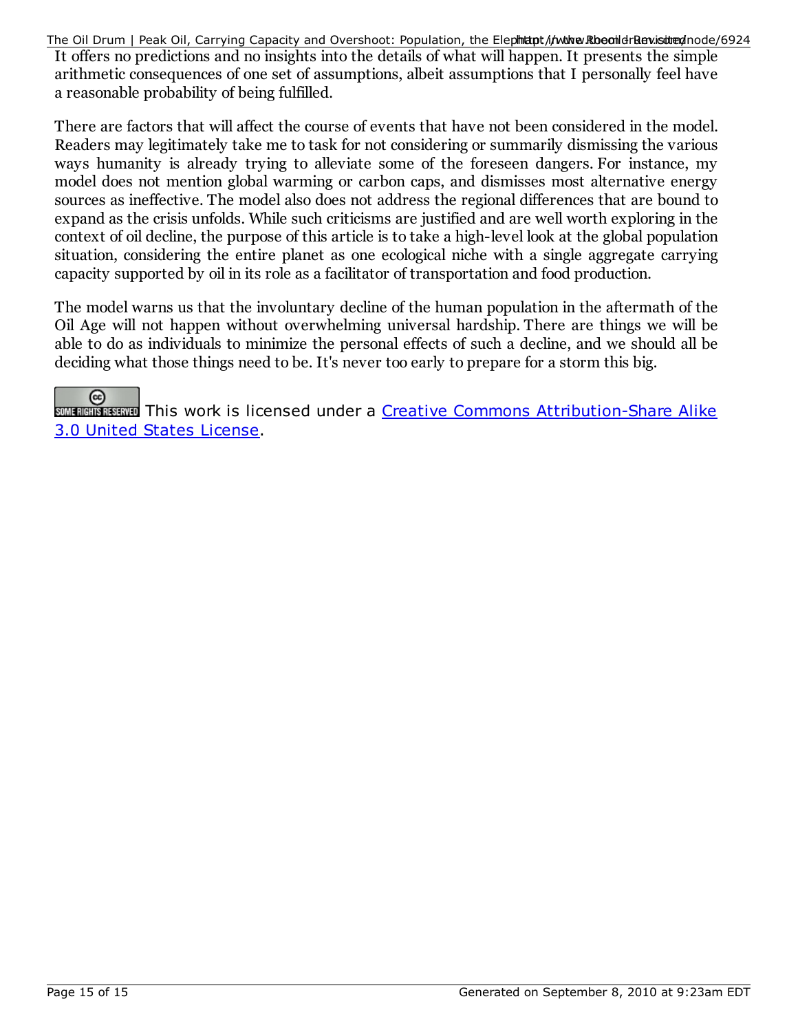It offers no predictions and no insights into the details of what will happen. It presents the simple arithmetic consequences of one set of assumptions, albeit assumptions that I personally feel have a reasonable probability of being fulfilled.

There are factors that will affect the course of events that have not been considered in the model. Readers may legitimately take me to task for not considering or summarily dismissing the various ways humanity is already trying to alleviate some of the foreseen dangers. For instance, my model does not mention global warming or carbon caps, and dismisses most alternative energy sources as ineffective. The model also does not address the regional differences that are bound to expand as the crisis unfolds. While such criticisms are justified and are well worth exploring in the context of oil decline, the purpose of this article is to take a high-level look at the global population situation, considering the entire planet as one ecological niche with a single aggregate carrying capacity supported by oil in its role as a facilitator of transportation and food production.

The model warns us that the involuntary decline of the human population in the aftermath of the Oil Age will not happen without overwhelming universal hardship. There are things we will be able to do as individuals to minimize the personal effects of such a decline, and we should all be deciding what those things need to be. It's never too early to prepare for a storm this big.

SOME RIGHTS RESERVED This work is licensed under a Creative Commons Attribution-Share Alike 3.0 United States License.